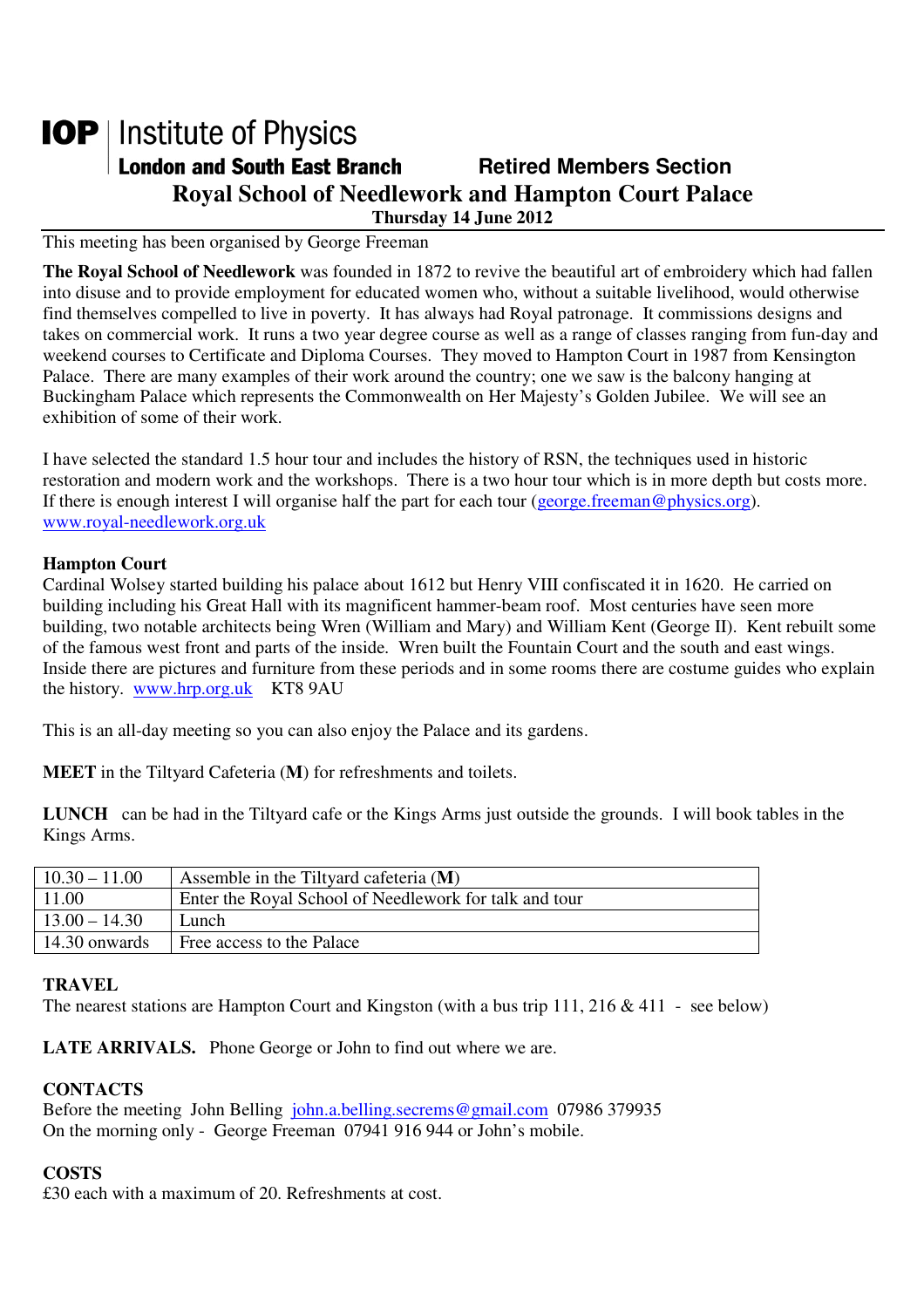**IOP** | Institute of Physics
**London and South East Branch** **Retired Members Section**

# Royal School of Needlework and Hampton Court Palace

**Thursday 14 June 2012**

This meeting has been organised by George Freeman

**The Royal School of Needlework** was founded in 1872 to revive the beautiful art of embroidery which had fallen into disuse and to provide employment for educated women who, without a suitable livelihood, would otherwise find themselves compelled to live in poverty. It has always had Royal patronage. It commissions designs and takes on commercial work. It runs a two year degree course as well as a range of classes ranging from fun-day and weekend courses to Certificate and Diploma Courses. They moved to Hampton Court in 1987 from Kensington Palace. There are many examples of their work around the country; one we saw is the balcony hanging at Buckingham Palace which represents the Commonwealth on Her Majesty's Golden Jubilee. We will see an exhibition of some of their work.

I have selected the standard 1.5 hour tour and includes the history of RSN, the techniques used in historic restoration and modern work and the workshops. There is a two hour tour which is in more depth but costs more. If there is enough interest I will organise half the part for each tour (george.freeman@physics.org).
www.royal-needlework.org.uk

**Hampton Court**
Cardinal Wolsey started building his palace about 1612 but Henry VIII confiscated it in 1620. He carried on building including his Great Hall with its magnificent hammer-beam roof. Most centuries have seen more building, two notable architects being Wren (William and Mary) and William Kent (George II). Kent rebuilt some of the famous west front and parts of the inside. Wren built the Fountain Court and the south and east wings. Inside there are pictures and furniture from these periods and in some rooms there are costume guides who explain the history. www.hrp.org.uk KT8 9AU

This is an all-day meeting so you can also enjoy the Palace and its gardens.

**MEET** in the Tiltyard Cafeteria (**M**) for refreshments and toilets.

**LUNCH** can be had in the Tiltyard cafe or the Kings Arms just outside the grounds. I will book tables in the Kings Arms.

| | |
|---|---|
| 10.30 – 11.00 | Assemble in the Tiltyard cafeteria (**M**) |
| 11.00 | Enter the Royal School of Needlework for talk and tour |
| 13.00 – 14.30 | Lunch |
| 14.30 onwards | Free access to the Palace |

**TRAVEL**
The nearest stations are Hampton Court and Kingston (with a bus trip 111, 216 & 411 - see below)

**LATE ARRIVALS.** Phone George or John to find out where we are.

**CONTACTS**
Before the meeting John Belling john.a.belling.secrems@gmail.com 07986 379935
On the morning only - George Freeman 07941 916 944 or John's mobile.

**COSTS**
£30 each with a maximum of 20. Refreshments at cost.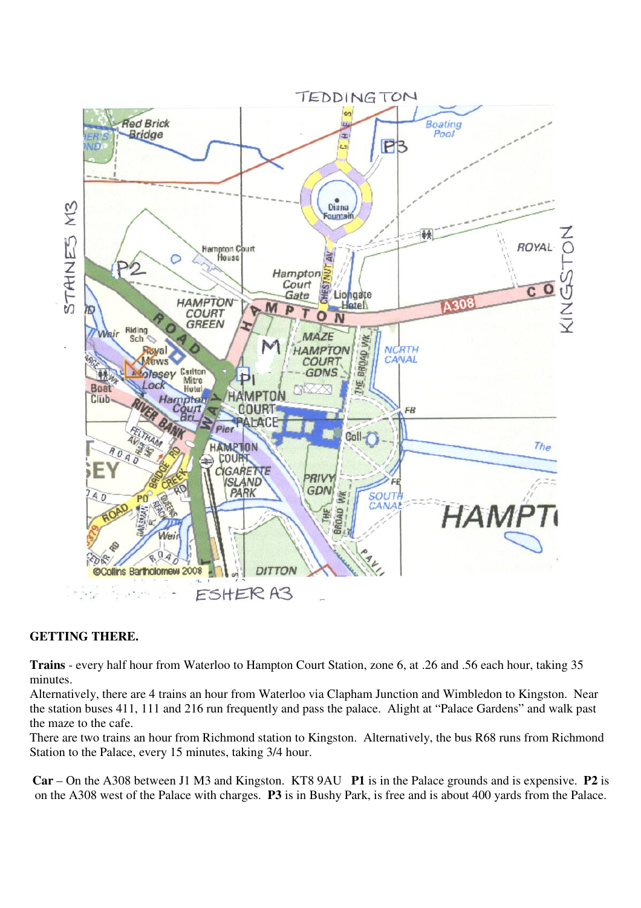**GETTING THERE.**

**Trains** - every half hour from Waterloo to Hampton Court Station, zone 6, at .26 and .56 each hour, taking 35 minutes.
Alternatively, there are 4 trains an hour from Waterloo via Clapham Junction and Wimbledon to Kingston. Near the station buses 411, 111 and 216 run frequently and pass the palace. Alight at "Palace Gardens" and walk past the maze to the cafe.
There are two trains an hour from Richmond station to Kingston. Alternatively, the bus R68 runs from Richmond Station to the Palace, every 15 minutes, taking 3/4 hour.

**Car** – On the A308 between J1 M3 and Kingston. KT8 9AU **P1** is in the Palace grounds and is expensive. **P2** is on the A308 west of the Palace with charges. **P3** is in Bushy Park, is free and is about 400 yards from the Palace.